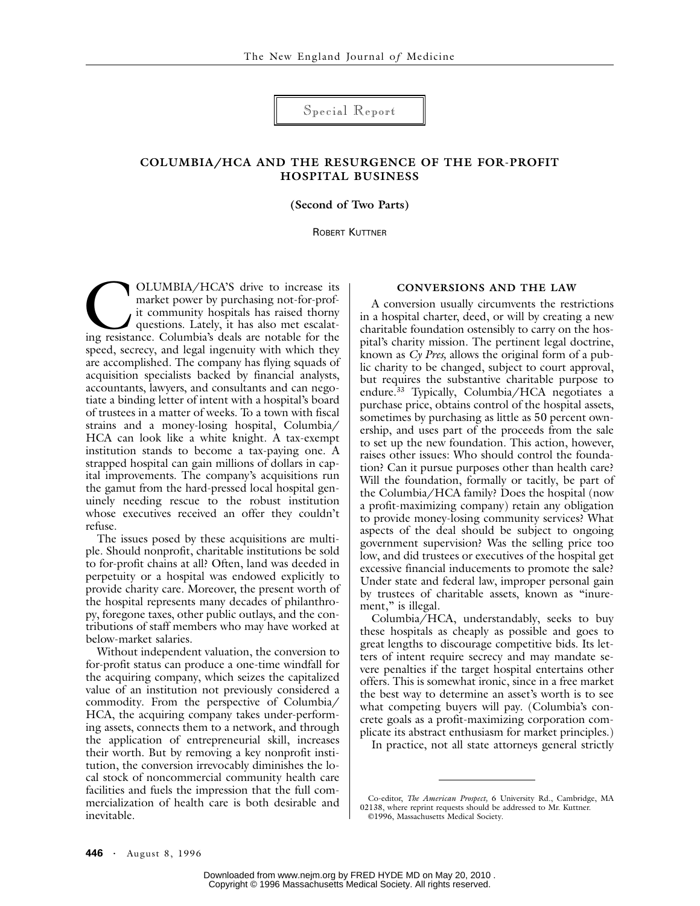Special Report

# COLUMBIA/HCA AND THE RESURGENCE OF THE FOR-PROFIT HOSPITAL BUSINESS

**(Second of Two Parts)**

ROBERT KUTTNER

COLUMBIA/HCA'S drive to increase its market power by purchasing not-for-profit community hospitals has raised thorny questions. Lately, it has also met escalating resistance. Columbia's deals are notable for the speed, secrecy, and legal ingenuity with which they are accomplished. The company has flying squads of acquisition specialists backed by financial analysts, accountants, lawyers, and consultants and can negotiate a binding letter of intent with a hospital's board of trustees in a matter of weeks. To a town with fiscal strains and a money-losing hospital, Columbia/HCA can look like a white knight. A tax-exempt institution stands to become a tax-paying one. A strapped hospital can gain millions of dollars in capital improvements. The company's acquisitions run the gamut from the hard-pressed local hospital genuinely needing rescue to the robust institution whose executives received an offer they couldn't refuse.

The issues posed by these acquisitions are multiple. Should nonprofit, charitable institutions be sold to for-profit chains at all? Often, land was deeded in perpetuity or a hospital was endowed explicitly to provide charity care. Moreover, the present worth of the hospital represents many decades of philanthropy, foregone taxes, other public outlays, and the contributions of staff members who may have worked at below-market salaries.

Without independent valuation, the conversion to for-profit status can produce a one-time windfall for the acquiring company, which seizes the capitalized value of an institution not previously considered a commodity. From the perspective of Columbia/HCA, the acquiring company takes under-performing assets, connects them to a network, and through the application of entrepreneurial skill, increases their worth. But by removing a key nonprofit institution, the conversion irrevocably diminishes the local stock of noncommercial community health care facilities and fuels the impression that the full commercialization of health care is both desirable and inevitable.

## CONVERSIONS AND THE LAW

A conversion usually circumvents the restrictions in a hospital charter, deed, or will by creating a new charitable foundation ostensibly to carry on the hospital's charity mission. The pertinent legal doctrine, known as *Cy Pres,* allows the original form of a public charity to be changed, subject to court approval, but requires the substantive charitable purpose to endure.[33] Typically, Columbia/HCA negotiates a purchase price, obtains control of the hospital assets, sometimes by purchasing as little as 50 percent ownership, and uses part of the proceeds from the sale to set up the new foundation. This action, however, raises other issues: Who should control the foundation? Can it pursue purposes other than health care? Will the foundation, formally or tacitly, be part of the Columbia/HCA family? Does the hospital (now a profit-maximizing company) retain any obligation to provide money-losing community services? What aspects of the deal should be subject to ongoing government supervision? Was the selling price too low, and did trustees or executives of the hospital get excessive financial inducements to promote the sale? Under state and federal law, improper personal gain by trustees of charitable assets, known as "inurement," is illegal.

Columbia/HCA, understandably, seeks to buy these hospitals as cheaply as possible and goes to great lengths to discourage competitive bids. Its letters of intent require secrecy and may mandate severe penalties if the target hospital entertains other offers. This is somewhat ironic, since in a free market the best way to determine an asset's worth is to see what competing buyers will pay. (Columbia's concrete goals as a profit-maximizing corporation complicate its abstract enthusiasm for market principles.)

In practice, not all state attorneys general strictly

Co-editor, *The American Prospect,* 6 University Rd., Cambridge, MA 02138, where reprint requests should be addressed to Mr. Kuttner.

©1996, Massachusetts Medical Society.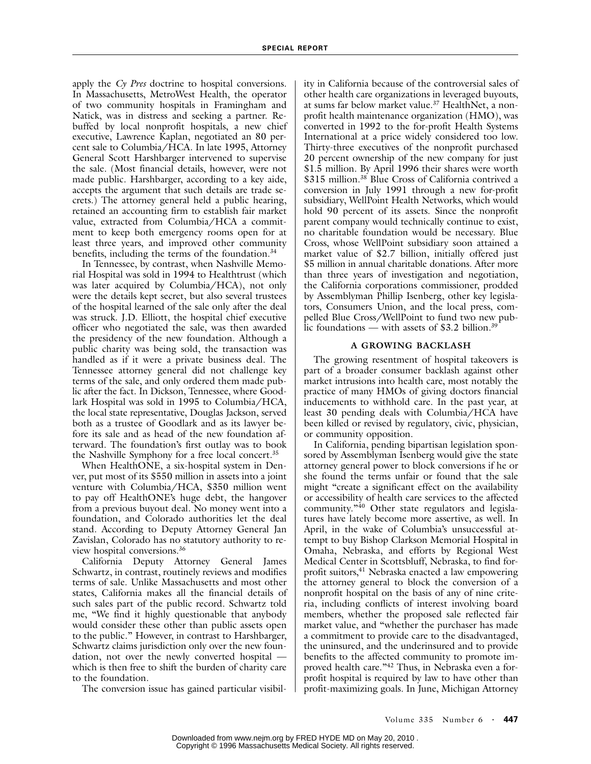apply the *Cy Pres* doctrine to hospital conversions. In Massachusetts, MetroWest Health, the operator of two community hospitals in Framingham and Natick, was in distress and seeking a partner. Rebuffed by local nonprofit hospitals, a new chief executive, Lawrence Kaplan, negotiated an 80 percent sale to Columbia/HCA. In late 1995, Attorney General Scott Harshbarger intervened to supervise the sale. (Most financial details, however, were not made public. Harshbarger, according to a key aide, accepts the argument that such details are trade secrets.) The attorney general held a public hearing, retained an accounting firm to establish fair market value, extracted from Columbia/HCA a commitment to keep both emergency rooms open for at least three years, and improved other community benefits, including the terms of the foundation.[34]

In Tennessee, by contrast, when Nashville Memorial Hospital was sold in 1994 to Healthtrust (which was later acquired by Columbia/HCA), not only were the details kept secret, but also several trustees of the hospital learned of the sale only after the deal was struck. J.D. Elliott, the hospital chief executive officer who negotiated the sale, was then awarded the presidency of the new foundation. Although a public charity was being sold, the transaction was handled as if it were a private business deal. The Tennessee attorney general did not challenge key terms of the sale, and only ordered them made public after the fact. In Dickson, Tennessee, where Goodlark Hospital was sold in 1995 to Columbia/HCA, the local state representative, Douglas Jackson, served both as a trustee of Goodlark and as its lawyer before its sale and as head of the new foundation afterward. The foundation's first outlay was to book the Nashville Symphony for a free local concert.[35]

When HealthONE, a six-hospital system in Denver, put most of its \$550 million in assets into a joint venture with Columbia/HCA, \$350 million went to pay off HealthONE's huge debt, the hangover from a previous buyout deal. No money went into a foundation, and Colorado authorities let the deal stand. According to Deputy Attorney General Jan Zavislan, Colorado has no statutory authority to review hospital conversions.[36]

California Deputy Attorney General James Schwartz, in contrast, routinely reviews and modifies terms of sale. Unlike Massachusetts and most other states, California makes all the financial details of such sales part of the public record. Schwartz told me, "We find it highly questionable that anybody would consider these other than public assets open to the public." However, in contrast to Harshbarger, Schwartz claims jurisdiction only over the new foundation, not over the newly converted hospital — which is then free to shift the burden of charity care to the foundation.

The conversion issue has gained particular visibility in California because of the controversial sales of other health care organizations in leveraged buyouts, at sums far below market value.[37] HealthNet, a nonprofit health maintenance organization (HMO), was converted in 1992 to the for-profit Health Systems International at a price widely considered too low. Thirty-three executives of the nonprofit purchased 20 percent ownership of the new company for just \$1.5 million. By April 1996 their shares were worth \$315 million.[38] Blue Cross of California contrived a conversion in July 1991 through a new for-profit subsidiary, WellPoint Health Networks, which would hold 90 percent of its assets. Since the nonprofit parent company would technically continue to exist, no charitable foundation would be necessary. Blue Cross, whose WellPoint subsidiary soon attained a market value of \$2.7 billion, initially offered just \$5 million in annual charitable donations. After more than three years of investigation and negotiation, the California corporations commissioner, prodded by Assemblyman Phillip Isenberg, other key legislators, Consumers Union, and the local press, compelled Blue Cross/WellPoint to fund two new public foundations — with assets of \$3.2 billion.[39]

## A GROWING BACKLASH

The growing resentment of hospital takeovers is part of a broader consumer backlash against other market intrusions into health care, most notably the practice of many HMOs of giving doctors financial inducements to withhold care. In the past year, at least 30 pending deals with Columbia/HCA have been killed or revised by regulatory, civic, physician, or community opposition.

In California, pending bipartisan legislation sponsored by Assemblyman Isenberg would give the state attorney general power to block conversions if he or she found the terms unfair or found that the sale might "create a significant effect on the availability or accessibility of health care services to the affected community."[40] Other state regulators and legislatures have lately become more assertive, as well. In April, in the wake of Columbia's unsuccessful attempt to buy Bishop Clarkson Memorial Hospital in Omaha, Nebraska, and efforts by Regional West Medical Center in Scottsbluff, Nebraska, to find for-profit suitors,[41] Nebraska enacted a law empowering the attorney general to block the conversion of a nonprofit hospital on the basis of any of nine criteria, including conflicts of interest involving board members, whether the proposed sale reflected fair market value, and "whether the purchaser has made a commitment to provide care to the disadvantaged, the uninsured, and the underinsured and to provide benefits to the affected community to promote improved health care."[42] Thus, in Nebraska even a for-profit hospital is required by law to have other than profit-maximizing goals. In June, Michigan Attorney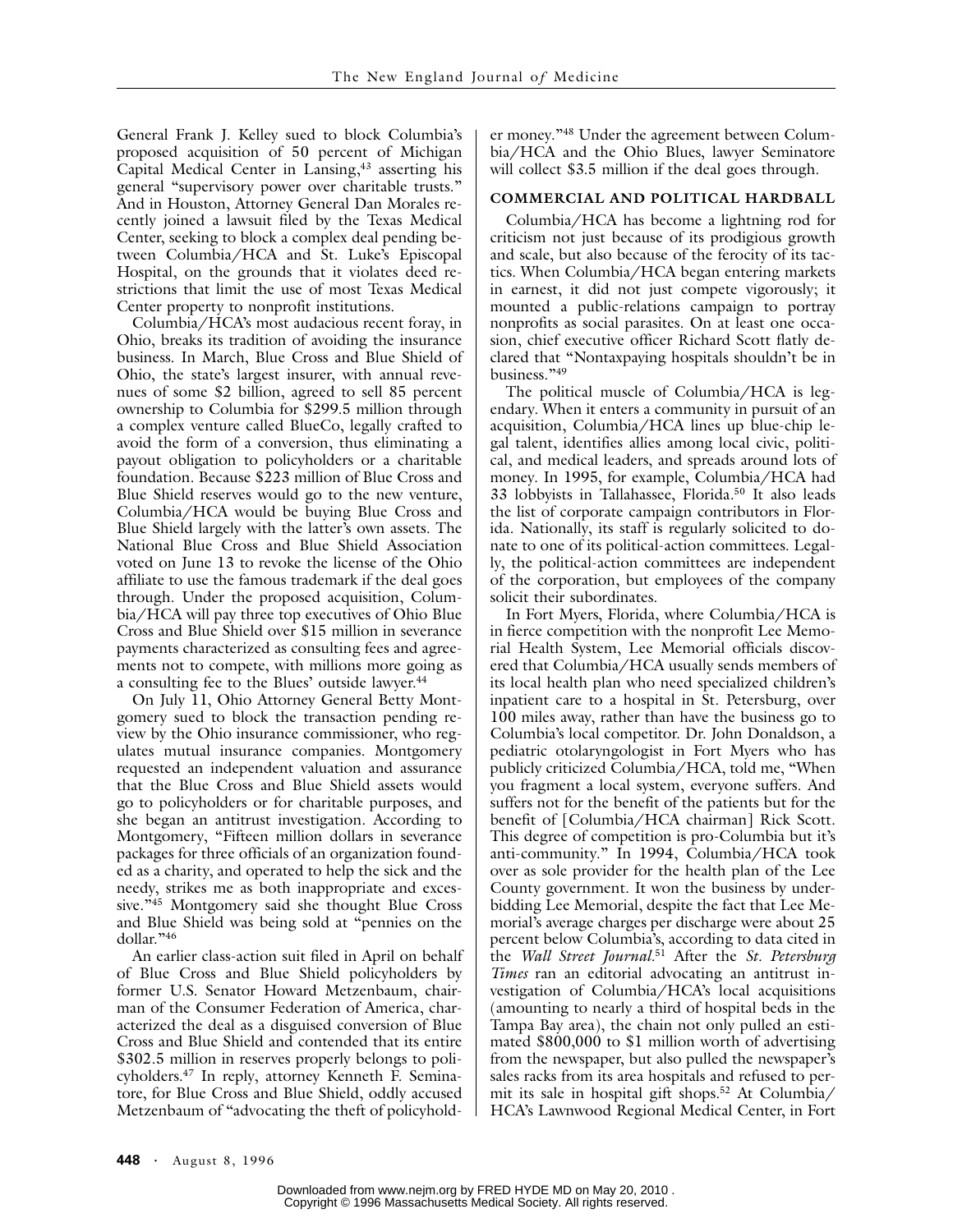General Frank J. Kelley sued to block Columbia's proposed acquisition of 50 percent of Michigan Capital Medical Center in Lansing,[43] asserting his general "supervisory power over charitable trusts." And in Houston, Attorney General Dan Morales recently joined a lawsuit filed by the Texas Medical Center, seeking to block a complex deal pending between Columbia/HCA and St. Luke's Episcopal Hospital, on the grounds that it violates deed restrictions that limit the use of most Texas Medical Center property to nonprofit institutions.

Columbia/HCA's most audacious recent foray, in Ohio, breaks its tradition of avoiding the insurance business. In March, Blue Cross and Blue Shield of Ohio, the state's largest insurer, with annual revenues of some $2 billion, agreed to sell 85 percent ownership to Columbia for $299.5 million through a complex venture called BlueCo, legally crafted to avoid the form of a conversion, thus eliminating a payout obligation to policyholders or a charitable foundation. Because $223 million of Blue Cross and Blue Shield reserves would go to the new venture, Columbia/HCA would be buying Blue Cross and Blue Shield largely with the latter's own assets. The National Blue Cross and Blue Shield Association voted on June 13 to revoke the license of the Ohio affiliate to use the famous trademark if the deal goes through. Under the proposed acquisition, Columbia/HCA will pay three top executives of Ohio Blue Cross and Blue Shield over $15 million in severance payments characterized as consulting fees and agreements not to compete, with millions more going as a consulting fee to the Blues' outside lawyer.[44]

On July 11, Ohio Attorney General Betty Montgomery sued to block the transaction pending review by the Ohio insurance commissioner, who regulates mutual insurance companies. Montgomery requested an independent valuation and assurance that the Blue Cross and Blue Shield assets would go to policyholders or for charitable purposes, and she began an antitrust investigation. According to Montgomery, "Fifteen million dollars in severance packages for three officials of an organization founded as a charity, and operated to help the sick and the needy, strikes me as both inappropriate and excessive."[45] Montgomery said she thought Blue Cross and Blue Shield was being sold at "pennies on the dollar."[46]

An earlier class-action suit filed in April on behalf of Blue Cross and Blue Shield policyholders by former U.S. Senator Howard Metzenbaum, chairman of the Consumer Federation of America, characterized the deal as a disguised conversion of Blue Cross and Blue Shield and contended that its entire $302.5 million in reserves properly belongs to policyholders.[47] In reply, attorney Kenneth F. Seminatore, for Blue Cross and Blue Shield, oddly accused Metzenbaum of "advocating the theft of policyholder money."[48] Under the agreement between Columbia/HCA and the Ohio Blues, lawyer Seminatore will collect $3.5 million if the deal goes through.

### COMMERCIAL AND POLITICAL HARDBALL

Columbia/HCA has become a lightning rod for criticism not just because of its prodigious growth and scale, but also because of the ferocity of its tactics. When Columbia/HCA began entering markets in earnest, it did not just compete vigorously; it mounted a public-relations campaign to portray nonprofits as social parasites. On at least one occasion, chief executive officer Richard Scott flatly declared that "Nontaxpaying hospitals shouldn't be in business."[49]

The political muscle of Columbia/HCA is legendary. When it enters a community in pursuit of an acquisition, Columbia/HCA lines up blue-chip legal talent, identifies allies among local civic, political, and medical leaders, and spreads around lots of money. In 1995, for example, Columbia/HCA had 33 lobbyists in Tallahassee, Florida.[50] It also leads the list of corporate campaign contributors in Florida. Nationally, its staff is regularly solicited to donate to one of its political-action committees. Legally, the political-action committees are independent of the corporation, but employees of the company solicit their subordinates.

In Fort Myers, Florida, where Columbia/HCA is in fierce competition with the nonprofit Lee Memorial Health System, Lee Memorial officials discovered that Columbia/HCA usually sends members of its local health plan who need specialized children's inpatient care to a hospital in St. Petersburg, over 100 miles away, rather than have the business go to Columbia's local competitor. Dr. John Donaldson, a pediatric otolaryngologist in Fort Myers who has publicly criticized Columbia/HCA, told me, "When you fragment a local system, everyone suffers. And suffers not for the benefit of the patients but for the benefit of [Columbia/HCA chairman] Rick Scott. This degree of competition is pro-Columbia but it's anti-community." In 1994, Columbia/HCA took over as sole provider for the health plan of the Lee County government. It won the business by underbidding Lee Memorial, despite the fact that Lee Memorial's average charges per discharge were about 25 percent below Columbia's, according to data cited in the *Wall Street Journal*.[51] After the *St. Petersburg Times* ran an editorial advocating an antitrust investigation of Columbia/HCA's local acquisitions (amounting to nearly a third of hospital beds in the Tampa Bay area), the chain not only pulled an estimated $800,000 to $1 million worth of advertising from the newspaper, but also pulled the newspaper's sales racks from its area hospitals and refused to permit its sale in hospital gift shops.[52] At Columbia/HCA's Lawnwood Regional Medical Center, in Fort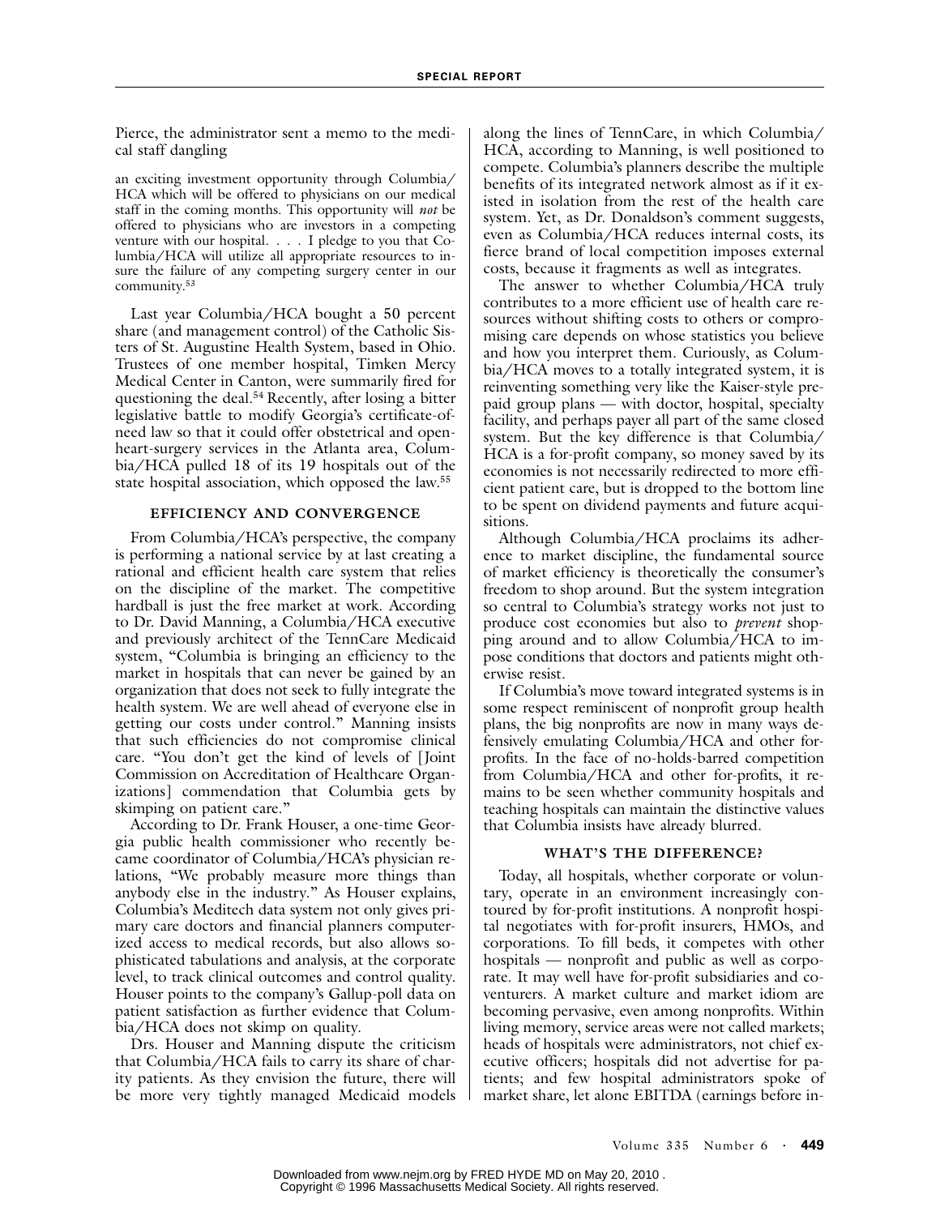Pierce, the administrator sent a memo to the medical staff dangling

> an exciting investment opportunity through Columbia/HCA which will be offered to physicians on our medical staff in the coming months. This opportunity will *not* be offered to physicians who are investors in a competing venture with our hospital. . . . I pledge to you that Columbia/HCA will utilize all appropriate resources to insure the failure of any competing surgery center in our community.[53]

Last year Columbia/HCA bought a 50 percent share (and management control) of the Catholic Sisters of St. Augustine Health System, based in Ohio. Trustees of one member hospital, Timken Mercy Medical Center in Canton, were summarily fired for questioning the deal.[54] Recently, after losing a bitter legislative battle to modify Georgia's certificate-of-need law so that it could offer obstetrical and open-heart-surgery services in the Atlanta area, Columbia/HCA pulled 18 of its 19 hospitals out of the state hospital association, which opposed the law.[55]

## EFFICIENCY AND CONVERGENCE

From Columbia/HCA's perspective, the company is performing a national service by at last creating a rational and efficient health care system that relies on the discipline of the market. The competitive hardball is just the free market at work. According to Dr. David Manning, a Columbia/HCA executive and previously architect of the TennCare Medicaid system, "Columbia is bringing an efficiency to the market in hospitals that can never be gained by an organization that does not seek to fully integrate the health system. We are well ahead of everyone else in getting our costs under control." Manning insists that such efficiencies do not compromise clinical care. "You don't get the kind of levels of [Joint Commission on Accreditation of Healthcare Organizations] commendation that Columbia gets by skimping on patient care."

According to Dr. Frank Houser, a one-time Georgia public health commissioner who recently became coordinator of Columbia/HCA's physician relations, "We probably measure more things than anybody else in the industry." As Houser explains, Columbia's Meditech data system not only gives primary care doctors and financial planners computerized access to medical records, but also allows sophisticated tabulations and analysis, at the corporate level, to track clinical outcomes and control quality. Houser points to the company's Gallup-poll data on patient satisfaction as further evidence that Columbia/HCA does not skimp on quality.

Drs. Houser and Manning dispute the criticism that Columbia/HCA fails to carry its share of charity patients. As they envision the future, there will be more very tightly managed Medicaid models along the lines of TennCare, in which Columbia/HCA, according to Manning, is well positioned to compete. Columbia's planners describe the multiple benefits of its integrated network almost as if it existed in isolation from the rest of the health care system. Yet, as Dr. Donaldson's comment suggests, even as Columbia/HCA reduces internal costs, its fierce brand of local competition imposes external costs, because it fragments as well as integrates.

The answer to whether Columbia/HCA truly contributes to a more efficient use of health care resources without shifting costs to others or compromising care depends on whose statistics you believe and how you interpret them. Curiously, as Columbia/HCA moves to a totally integrated system, it is reinventing something very like the Kaiser-style prepaid group plans — with doctor, hospital, specialty facility, and perhaps payer all part of the same closed system. But the key difference is that Columbia/HCA is a for-profit company, so money saved by its economies is not necessarily redirected to more efficient patient care, but is dropped to the bottom line to be spent on dividend payments and future acquisitions.

Although Columbia/HCA proclaims its adherence to market discipline, the fundamental source of market efficiency is theoretically the consumer's freedom to shop around. But the system integration so central to Columbia's strategy works not just to produce cost economies but also to *prevent* shopping around and to allow Columbia/HCA to impose conditions that doctors and patients might otherwise resist.

If Columbia's move toward integrated systems is in some respect reminiscent of nonprofit group health plans, the big nonprofits are now in many ways defensively emulating Columbia/HCA and other for-profits. In the face of no-holds-barred competition from Columbia/HCA and other for-profits, it remains to be seen whether community hospitals and teaching hospitals can maintain the distinctive values that Columbia insists have already blurred.

## WHAT'S THE DIFFERENCE?

Today, all hospitals, whether corporate or voluntary, operate in an environment increasingly contoured by for-profit institutions. A nonprofit hospital negotiates with for-profit insurers, HMOs, and corporations. To fill beds, it competes with other hospitals — nonprofit and public as well as corporate. It may well have for-profit subsidiaries and coventurers. A market culture and market idiom are becoming pervasive, even among nonprofits. Within living memory, service areas were not called markets; heads of hospitals were administrators, not chief executive officers; hospitals did not advertise for patients; and few hospital administrators spoke of market share, let alone EBITDA (earnings before in-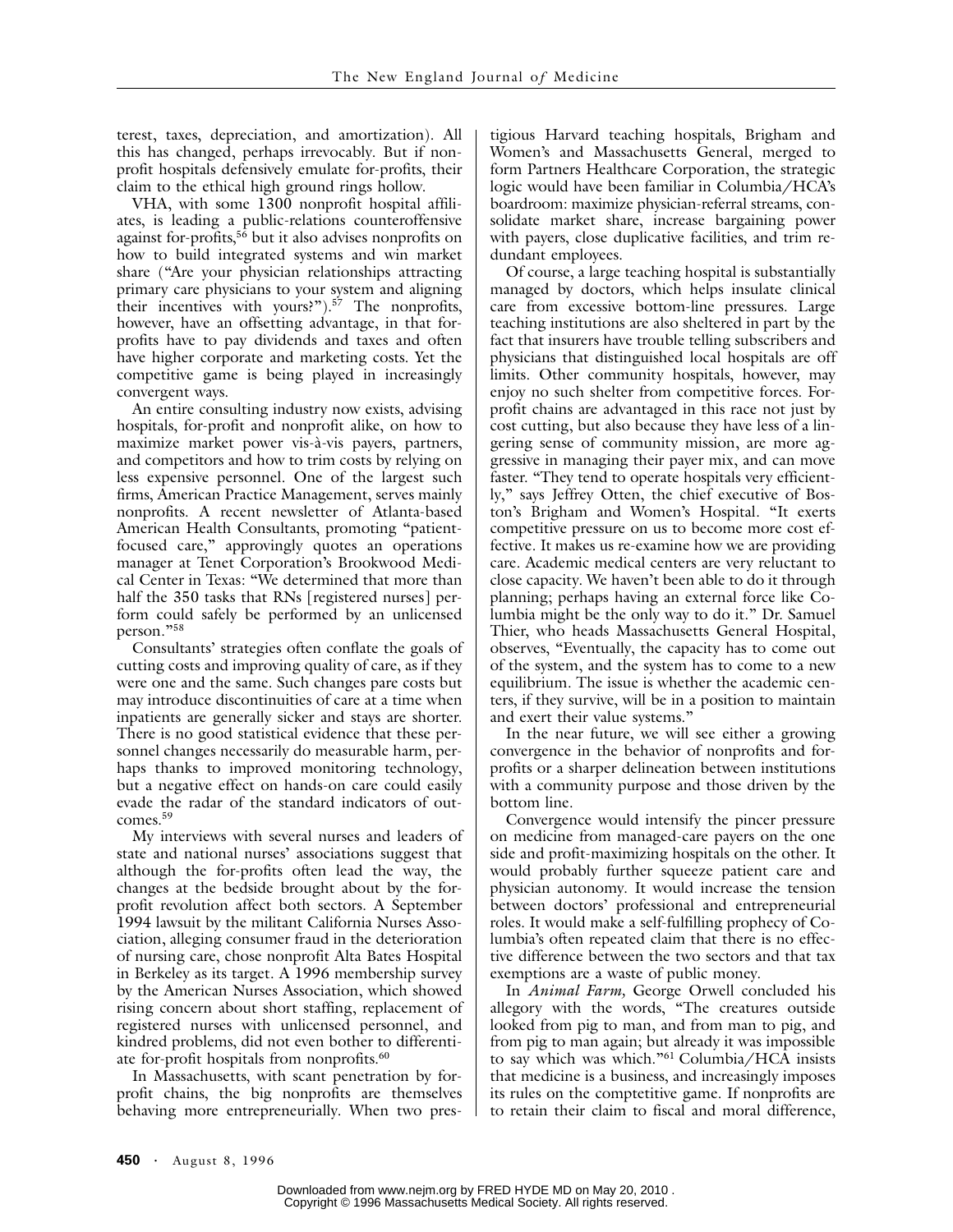terest, taxes, depreciation, and amortization). All this has changed, perhaps irrevocably. But if nonprofit hospitals defensively emulate for-profits, their claim to the ethical high ground rings hollow.

VHA, with some 1300 nonprofit hospital affiliates, is leading a public-relations counteroffensive against for-profits,[56] but it also advises nonprofits on how to build integrated systems and win market share ("Are your physician relationships attracting primary care physicians to your system and aligning their incentives with yours?").[57] The nonprofits, however, have an offsetting advantage, in that for-profits have to pay dividends and taxes and often have higher corporate and marketing costs. Yet the competitive game is being played in increasingly convergent ways.

An entire consulting industry now exists, advising hospitals, for-profit and nonprofit alike, on how to maximize market power vis-à-vis payers, partners, and competitors and how to trim costs by relying on less expensive personnel. One of the largest such firms, American Practice Management, serves mainly nonprofits. A recent newsletter of Atlanta-based American Health Consultants, promoting "patient-focused care," approvingly quotes an operations manager at Tenet Corporation's Brookwood Medical Center in Texas: "We determined that more than half the 350 tasks that RNs [registered nurses] perform could safely be performed by an unlicensed person."[58]

Consultants' strategies often conflate the goals of cutting costs and improving quality of care, as if they were one and the same. Such changes pare costs but may introduce discontinuities of care at a time when inpatients are generally sicker and stays are shorter. There is no good statistical evidence that these personnel changes necessarily do measurable harm, perhaps thanks to improved monitoring technology, but a negative effect on hands-on care could easily evade the radar of the standard indicators of outcomes.[59]

My interviews with several nurses and leaders of state and national nurses' associations suggest that although the for-profits often lead the way, the changes at the bedside brought about by the for-profit revolution affect both sectors. A September 1994 lawsuit by the militant California Nurses Association, alleging consumer fraud in the deterioration of nursing care, chose nonprofit Alta Bates Hospital in Berkeley as its target. A 1996 membership survey by the American Nurses Association, which showed rising concern about short staffing, replacement of registered nurses with unlicensed personnel, and kindred problems, did not even bother to differentiate for-profit hospitals from nonprofits.[60]

In Massachusetts, with scant penetration by for-profit chains, the big nonprofits are themselves behaving more entrepreneurially. When two prestigious Harvard teaching hospitals, Brigham and Women's and Massachusetts General, merged to form Partners Healthcare Corporation, the strategic logic would have been familiar in Columbia/HCA's boardroom: maximize physician-referral streams, consolidate market share, increase bargaining power with payers, close duplicative facilities, and trim redundant employees.

Of course, a large teaching hospital is substantially managed by doctors, which helps insulate clinical care from excessive bottom-line pressures. Large teaching institutions are also sheltered in part by the fact that insurers have trouble telling subscribers and physicians that distinguished local hospitals are off limits. Other community hospitals, however, may enjoy no such shelter from competitive forces. For-profit chains are advantaged in this race not just by cost cutting, but also because they have less of a lingering sense of community mission, are more aggressive in managing their payer mix, and can move faster. "They tend to operate hospitals very efficiently," says Jeffrey Otten, the chief executive of Boston's Brigham and Women's Hospital. "It exerts competitive pressure on us to become more cost effective. It makes us re-examine how we are providing care. Academic medical centers are very reluctant to close capacity. We haven't been able to do it through planning; perhaps having an external force like Columbia might be the only way to do it." Dr. Samuel Thier, who heads Massachusetts General Hospital, observes, "Eventually, the capacity has to come out of the system, and the system has to come to a new equilibrium. The issue is whether the academic centers, if they survive, will be in a position to maintain and exert their value systems."

In the near future, we will see either a growing convergence in the behavior of nonprofits and for-profits or a sharper delineation between institutions with a community purpose and those driven by the bottom line.

Convergence would intensify the pincer pressure on medicine from managed-care payers on the one side and profit-maximizing hospitals on the other. It would probably further squeeze patient care and physician autonomy. It would increase the tension between doctors' professional and entrepreneurial roles. It would make a self-fulfilling prophecy of Columbia's often repeated claim that there is no effective difference between the two sectors and that tax exemptions are a waste of public money.

In *Animal Farm,* George Orwell concluded his allegory with the words, "The creatures outside looked from pig to man, and from man to pig, and from pig to man again; but already it was impossible to say which was which."[61] Columbia/HCA insists that medicine is a business, and increasingly imposes its rules on the comptetitive game. If nonprofits are to retain their claim to fiscal and moral difference,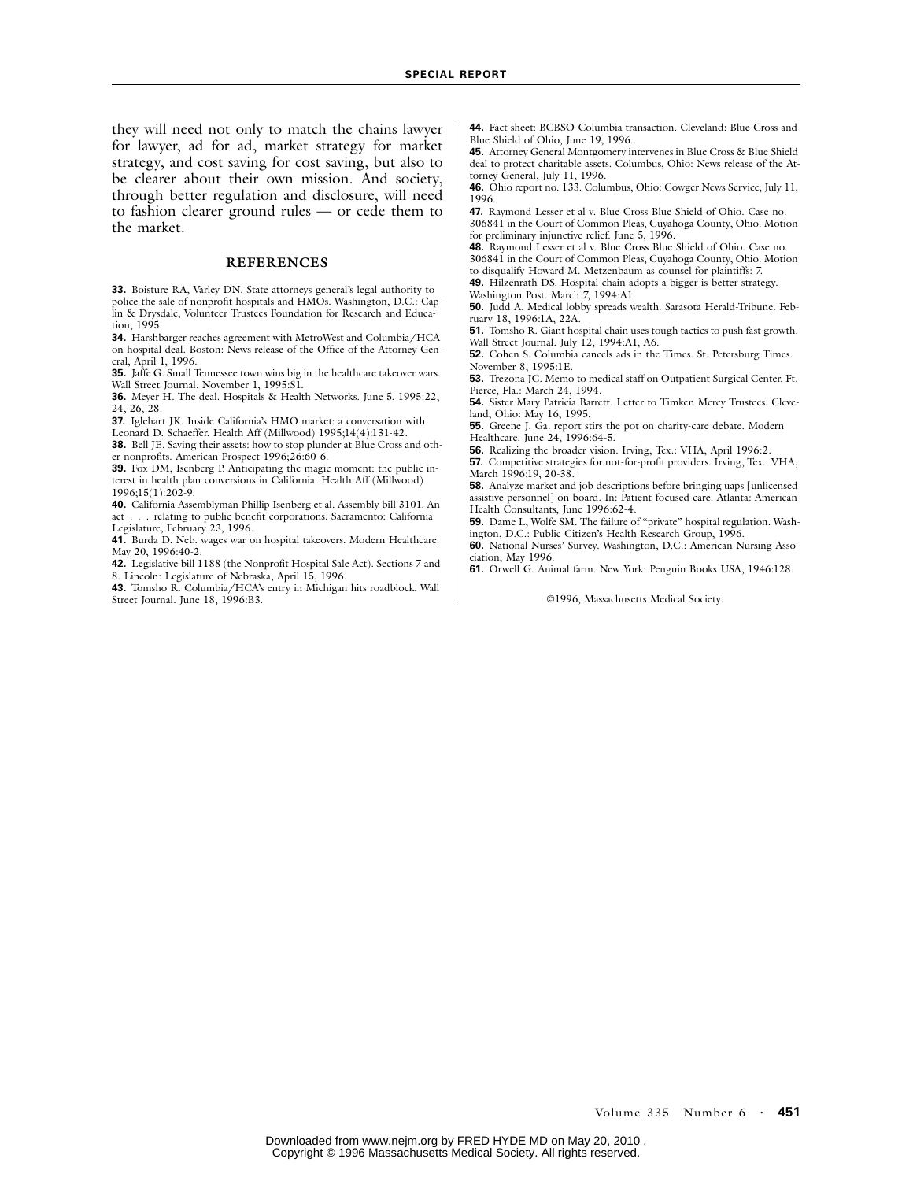they will need not only to match the chains lawyer for lawyer, ad for ad, market strategy for market strategy, and cost saving for cost saving, but also to be clearer about their own mission. And society, through better regulation and disclosure, will need to fashion clearer ground rules — or cede them to the market.

## REFERENCES

**33.** Boisture RA, Varley DN. State attorneys general's legal authority to police the sale of nonprofit hospitals and HMOs. Washington, D.C.: Caplin & Drysdale, Volunteer Trustees Foundation for Research and Education, 1995.

**34.** Harshbarger reaches agreement with MetroWest and Columbia/HCA on hospital deal. Boston: News release of the Office of the Attorney General, April 1, 1996.

**35.** Jaffe G. Small Tennessee town wins big in the healthcare takeover wars. Wall Street Journal. November 1, 1995:S1.

**36.** Meyer H. The deal. Hospitals & Health Networks. June 5, 1995:22, 24, 26, 28.

**37.** Iglehart JK. Inside California's HMO market: a conversation with Leonard D. Schaeffer. Health Aff (Millwood) 1995;14(4):131-42.

**38.** Bell JE. Saving their assets: how to stop plunder at Blue Cross and other nonprofits. American Prospect 1996;26:60-6.

**39.** Fox DM, Isenberg P. Anticipating the magic moment: the public interest in health plan conversions in California. Health Aff (Millwood) 1996;15(1):202-9.

**40.** California Assemblyman Phillip Isenberg et al. Assembly bill 3101. An act . . . relating to public benefit corporations. Sacramento: California Legislature, February 23, 1996.

**41.** Burda D. Neb. wages war on hospital takeovers. Modern Healthcare. May 20, 1996:40-2.

**42.** Legislative bill 1188 (the Nonprofit Hospital Sale Act). Sections 7 and 8. Lincoln: Legislature of Nebraska, April 15, 1996.

**43.** Tomsho R. Columbia/HCA's entry in Michigan hits roadblock. Wall Street Journal. June 18, 1996:B3.

**44.** Fact sheet: BCBSO-Columbia transaction. Cleveland: Blue Cross and Blue Shield of Ohio, June 19, 1996.

**45.** Attorney General Montgomery intervenes in Blue Cross & Blue Shield deal to protect charitable assets. Columbus, Ohio: News release of the Attorney General, July 11, 1996.

**46.** Ohio report no. 133. Columbus, Ohio: Cowger News Service, July 11, 1996.

**47.** Raymond Lesser et al v. Blue Cross Blue Shield of Ohio. Case no. 306841 in the Court of Common Pleas, Cuyahoga County, Ohio. Motion for preliminary injunctive relief. June 5, 1996.

**48.** Raymond Lesser et al v. Blue Cross Blue Shield of Ohio. Case no. 306841 in the Court of Common Pleas, Cuyahoga County, Ohio. Motion to disqualify Howard M. Metzenbaum as counsel for plaintiffs: 7.

**49.** Hilzenrath DS. Hospital chain adopts a bigger-is-better strategy. Washington Post. March 7, 1994:A1.

**50.** Judd A. Medical lobby spreads wealth. Sarasota Herald-Tribune. February 18, 1996:1A, 22A.

**51.** Tomsho R. Giant hospital chain uses tough tactics to push fast growth. Wall Street Journal. July 12, 1994:A1, A6.

**52.** Cohen S. Columbia cancels ads in the Times. St. Petersburg Times. November 8, 1995:1E.

**53.** Trezona JC. Memo to medical staff on Outpatient Surgical Center. Ft. Pierce, Fla.: March 24, 1994.

**54.** Sister Mary Patricia Barrett. Letter to Timken Mercy Trustees. Cleveland, Ohio: May 16, 1995.

**55.** Greene J. Ga. report stirs the pot on charity-care debate. Modern Healthcare. June 24, 1996:64-5.

**56.** Realizing the broader vision. Irving, Tex.: VHA, April 1996:2.

**57.** Competitive strategies for not-for-profit providers. Irving, Tex.: VHA, March 1996:19, 20-38.

**58.** Analyze market and job descriptions before bringing uaps [unlicensed assistive personnel] on board. In: Patient-focused care. Atlanta: American Health Consultants, June 1996:62-4.

**59.** Dame L, Wolfe SM. The failure of "private" hospital regulation. Washington, D.C.: Public Citizen's Health Research Group, 1996.

**60.** National Nurses' Survey. Washington, D.C.: American Nursing Association, May 1996.

**61.** Orwell G. Animal farm. New York: Penguin Books USA, 1946:128.

©1996, Massachusetts Medical Society.